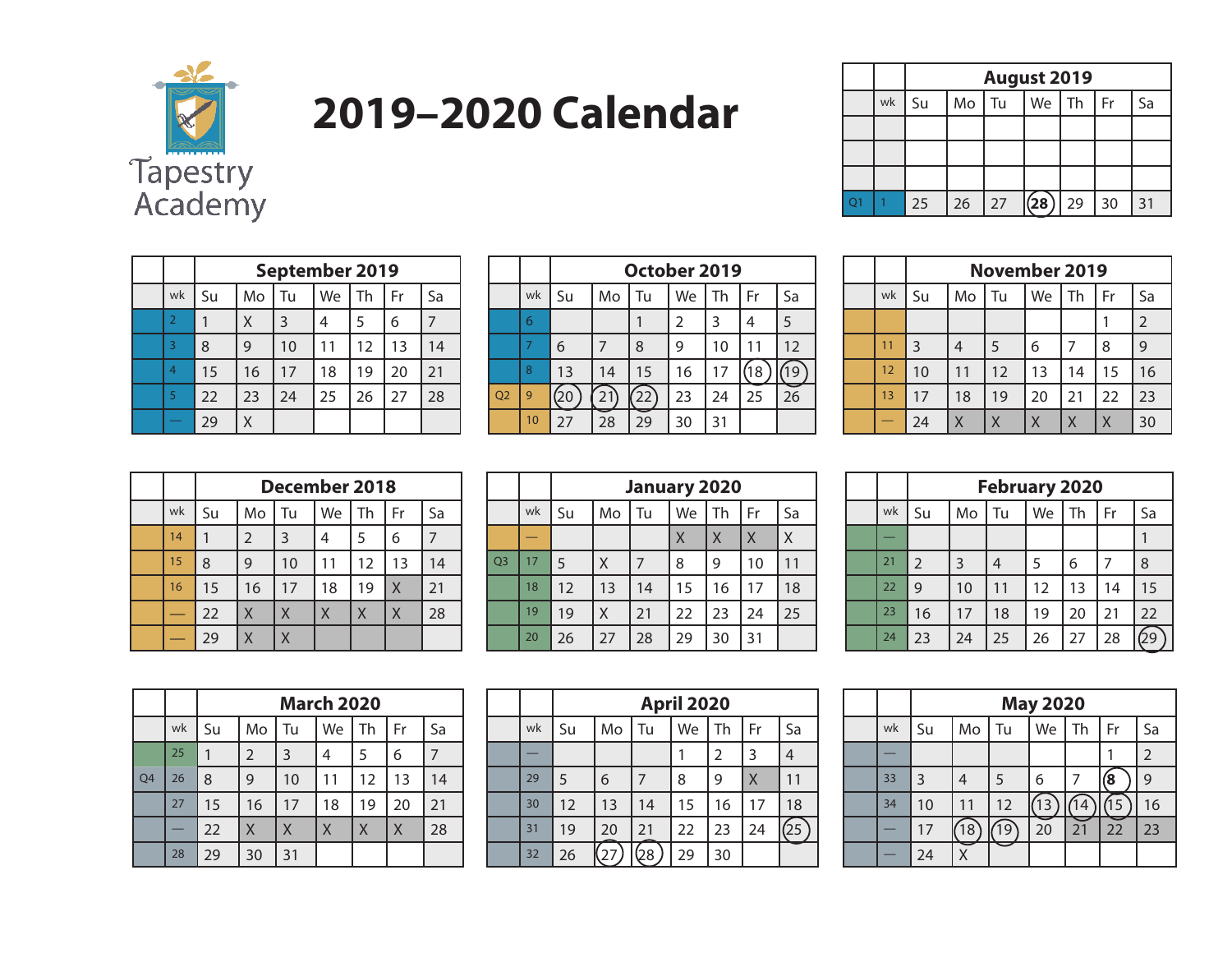Tapestry Academy

# 2019–2020 Calendar

## August 2019

| | wk | Su | Mo | Tu | We | Th | Fr | Sa |
|---|---|---|---|---|---|---|---|---|
| | | | | | | | | |
| | | | | | | | | |
| | | | | | | | | |
| Q1 | 1 | 25 | 26 | 27 | (28) | 29 | 30 | 31 |

## September 2019

| | wk | Su | Mo | Tu | We | Th | Fr | Sa |
|---|---|---|---|---|---|---|---|---|
| | 2 | 1 | X | 3 | 4 | 5 | 6 | 7 |
| | 3 | 8 | 9 | 10 | 11 | 12 | 13 | 14 |
| | 4 | 15 | 16 | 17 | 18 | 19 | 20 | 21 |
| | 5 | 22 | 23 | 24 | 25 | 26 | 27 | 28 |
| | — | 29 | X | | | | | |

## October 2019

| | wk | Su | Mo | Tu | We | Th | Fr | Sa |
|---|---|---|---|---|---|---|---|---|
| | 6 | | | 1 | 2 | 3 | 4 | 5 |
| | 7 | 6 | 7 | 8 | 9 | 10 | 11 | 12 |
| | 8 | 13 | 14 | 15 | 16 | 17 | (18) | (19) |
| Q2 | 9 | (20) | (21) | (22) | 23 | 24 | 25 | 26 |
| | 10 | 27 | 28 | 29 | 30 | 31 | | |

## November 2019

| | wk | Su | Mo | Tu | We | Th | Fr | Sa |
|---|---|---|---|---|---|---|---|---|
| | | | | | | | 1 | 2 |
| | 11 | 3 | 4 | 5 | 6 | 7 | 8 | 9 |
| | 12 | 10 | 11 | 12 | 13 | 14 | 15 | 16 |
| | 13 | 17 | 18 | 19 | 20 | 21 | 22 | 23 |
| | — | 24 | X | X | X | X | X | 30 |

## December 2018

| | wk | Su | Mo | Tu | We | Th | Fr | Sa |
|---|---|---|---|---|---|---|---|---|
| | 14 | 1 | 2 | 3 | 4 | 5 | 6 | 7 |
| | 15 | 8 | 9 | 10 | 11 | 12 | 13 | 14 |
| | 16 | 15 | 16 | 17 | 18 | 19 | X | 21 |
| | — | 22 | X | X | X | X | X | 28 |
| | — | 29 | X | X | | | | |

## January 2020

| | wk | Su | Mo | Tu | We | Th | Fr | Sa |
|---|---|---|---|---|---|---|---|---|
| | — | | | | X | X | X | X |
| Q3 | 17 | 5 | X | 7 | 8 | 9 | 10 | 11 |
| | 18 | 12 | 13 | 14 | 15 | 16 | 17 | 18 |
| | 19 | 19 | X | 21 | 22 | 23 | 24 | 25 |
| | 20 | 26 | 27 | 28 | 29 | 30 | 31 | |

## February 2020

| | wk | Su | Mo | Tu | We | Th | Fr | Sa |
|---|---|---|---|---|---|---|---|---|
| | — | | | | | | | 1 |
| | 21 | 2 | 3 | 4 | 5 | 6 | 7 | 8 |
| | 22 | 9 | 10 | 11 | 12 | 13 | 14 | 15 |
| | 23 | 16 | 17 | 18 | 19 | 20 | 21 | 22 |
| | 24 | 23 | 24 | 25 | 26 | 27 | 28 | (29) |

## March 2020

| | wk | Su | Mo | Tu | We | Th | Fr | Sa |
|---|---|---|---|---|---|---|---|---|
| | 25 | 1 | 2 | 3 | 4 | 5 | 6 | 7 |
| Q4 | 26 | 8 | 9 | 10 | 11 | 12 | 13 | 14 |
| | 27 | 15 | 16 | 17 | 18 | 19 | 20 | 21 |
| | — | 22 | X | X | X | X | X | 28 |
| | 28 | 29 | 30 | 31 | | | | |

## April 2020

| | wk | Su | Mo | Tu | We | Th | Fr | Sa |
|---|---|---|---|---|---|---|---|---|
| | — | | | | 1 | 2 | 3 | 4 |
| | 29 | 5 | 6 | 7 | 8 | 9 | X | 11 |
| | 30 | 12 | 13 | 14 | 15 | 16 | 17 | 18 |
| | 31 | 19 | 20 | 21 | 22 | 23 | 24 | (25) |
| | 32 | 26 | (27) | (28) | 29 | 30 | | |

## May 2020

| | wk | Su | Mo | Tu | We | Th | Fr | Sa |
|---|---|---|---|---|---|---|---|---|
| | — | | | | | | 1 | 2 |
| | 33 | 3 | 4 | 5 | 6 | 7 | (8) | 9 |
| | 34 | 10 | 11 | 12 | (13) | (14) | (15) | 16 |
| | — | 17 | (18) | (19) | 20 | 21 | 22 | 23 |
| | — | 24 | X | | | | | |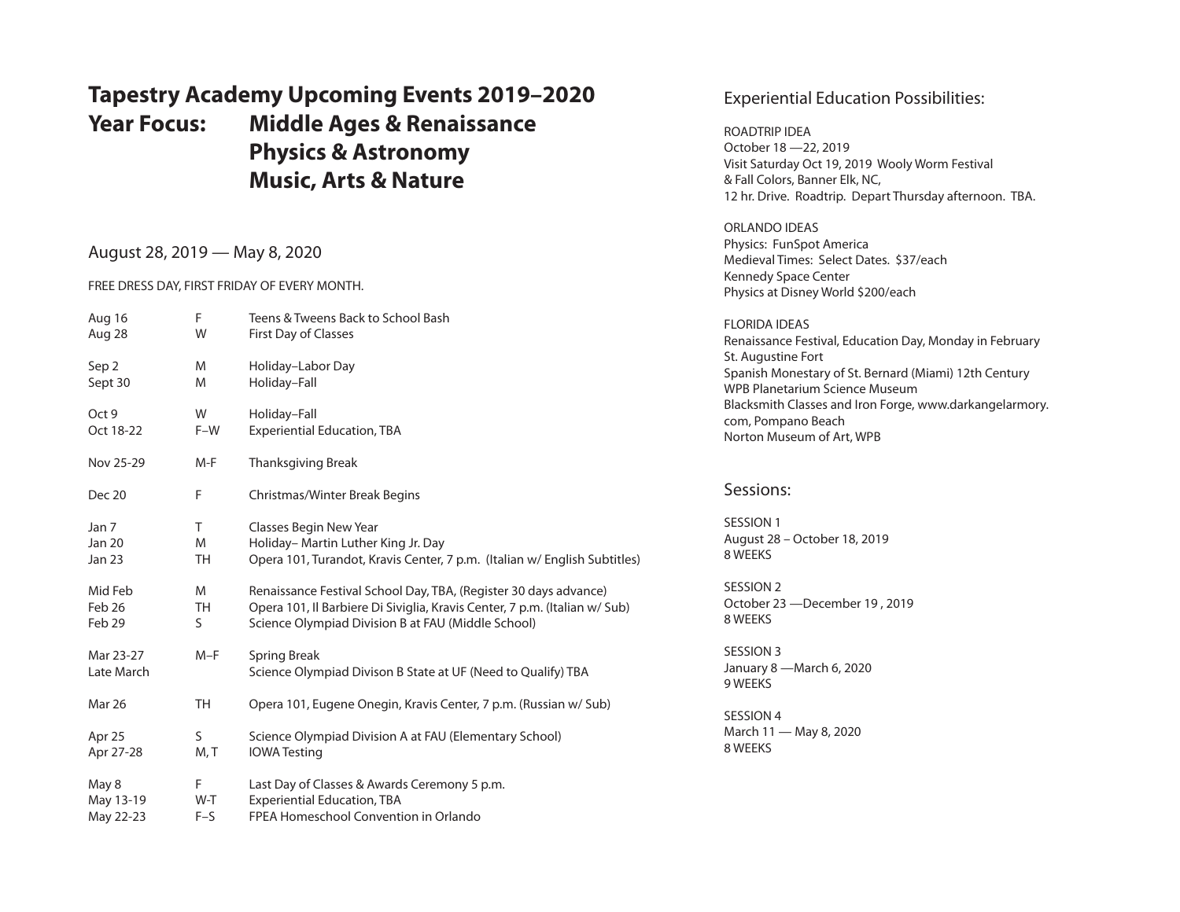# Tapestry Academy Upcoming Events 2019–2020

## Year Focus: Middle Ages & Renaissance
## Physics & Astronomy
## Music, Arts & Nature

August 28, 2019 — May 8, 2020

FREE DRESS DAY, FIRST FRIDAY OF EVERY MONTH.

| | | |
|---|---|---|
| Aug 16 | F | Teens & Tweens Back to School Bash |
| Aug 28 | W | First Day of Classes |
| Sep 2 | M | Holiday–Labor Day |
| Sept 30 | M | Holiday–Fall |
| Oct 9 | W | Holiday–Fall |
| Oct 18-22 | F–W | Experiential Education, TBA |
| Nov 25-29 | M-F | Thanksgiving Break |
| Dec 20 | F | Christmas/Winter Break Begins |
| Jan 7 | T | Classes Begin New Year |
| Jan 20 | M | Holiday– Martin Luther King Jr. Day |
| Jan 23 | TH | Opera 101, Turandot, Kravis Center, 7 p.m. (Italian w/ English Subtitles) |
| Mid Feb | M | Renaissance Festival School Day, TBA, (Register 30 days advance) |
| Feb 26 | TH | Opera 101, Il Barbiere Di Siviglia, Kravis Center, 7 p.m. (Italian w/ Sub) |
| Feb 29 | S | Science Olympiad Division B at FAU (Middle School) |
| Mar 23-27 | M–F | Spring Break |
| Late March | | Science Olympiad Divison B State at UF (Need to Qualify) TBA |
| Mar 26 | TH | Opera 101, Eugene Onegin, Kravis Center, 7 p.m. (Russian w/ Sub) |
| Apr 25 | S | Science Olympiad Division A at FAU (Elementary School) |
| Apr 27-28 | M, T | IOWA Testing |
| May 8 | F | Last Day of Classes & Awards Ceremony 5 p.m. |
| May 13-19 | W-T | Experiential Education, TBA |
| May 22-23 | F–S | FPEA Homeschool Convention in Orlando |

## Experiential Education Possibilities:

ROADTRIP IDEA
October 18 —22, 2019
Visit Saturday Oct 19, 2019 Wooly Worm Festival & Fall Colors, Banner Elk, NC,
12 hr. Drive. Roadtrip. Depart Thursday afternoon. TBA.

ORLANDO IDEAS
Physics: FunSpot America
Medieval Times: Select Dates. $37/each
Kennedy Space Center
Physics at Disney World $200/each

FLORIDA IDEAS
Renaissance Festival, Education Day, Monday in February
St. Augustine Fort
Spanish Monestary of St. Bernard (Miami) 12th Century
WPB Planetarium Science Museum
Blacksmith Classes and Iron Forge, www.darkangelarmory.com, Pompano Beach
Norton Museum of Art, WPB

## Sessions:

SESSION 1
August 28 – October 18, 2019
8 WEEKS

SESSION 2
October 23 —December 19 , 2019
8 WEEKS

SESSION 3
January 8 —March 6, 2020
9 WEEKS

SESSION 4
March 11 — May 8, 2020
8 WEEKS